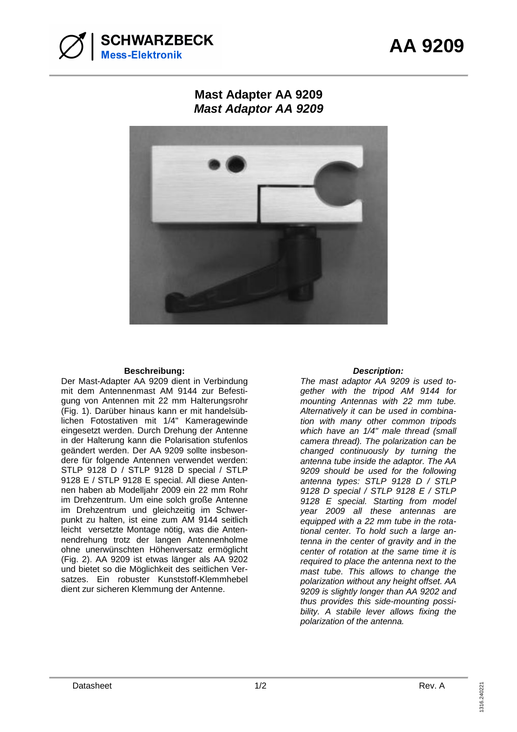# AA 9209

## Mast Adapter AA 9209
## *Mast Adaptor AA 9209*

**Beschreibung:**

Der Mast-Adapter AA 9209 dient in Verbindung mit dem Antennenmast AM 9144 zur Befestigung von Antennen mit 22 mm Halterungsrohr (Fig. 1). Darüber hinaus kann er mit handelsüblichen Fotostativen mit 1/4" Kameragewinde eingesetzt werden. Durch Drehung der Antenne in der Halterung kann die Polarisation stufenlos geändert werden. Der AA 9209 sollte insbesondere für folgende Antennen verwendet werden: STLP 9128 D / STLP 9128 D special / STLP 9128 E / STLP 9128 E special. All diese Antennen haben ab Modelljahr 2009 ein 22 mm Rohr im Drehzentrum. Um eine solch große Antenne im Drehzentrum und gleichzeitig im Schwerpunkt zu halten, ist eine zum AM 9144 seitlich leicht versetzte Montage nötig, was die Antennendrehung trotz der langen Antennenholme ohne unerwünschten Höhenversatz ermöglicht (Fig. 2). AA 9209 ist etwas länger als AA 9202 und bietet so die Möglichkeit des seitlichen Versatzes. Ein robuster Kunststoff-Klemmhebel dient zur sicheren Klemmung der Antenne.

***Description:***

*The mast adaptor AA 9209 is used together with the tripod AM 9144 for mounting Antennas with 22 mm tube. Alternatively it can be used in combination with many other common tripods which have an 1/4" male thread (small camera thread). The polarization can be changed continuously by turning the antenna tube inside the adaptor. The AA 9209 should be used for the following antenna types: STLP 9128 D / STLP 9128 D special / STLP 9128 E / STLP 9128 E special. Starting from model year 2009 all these antennas are equipped with a 22 mm tube in the rotational center. To hold such a large antenna in the center of gravity and in the center of rotation at the same time it is required to place the antenna next to the mast tube. This allows to change the polarization without any height offset. AA 9209 is slightly longer than AA 9202 and thus provides this side-mounting possibility. A stabile lever allows fixing the polarization of the antenna.*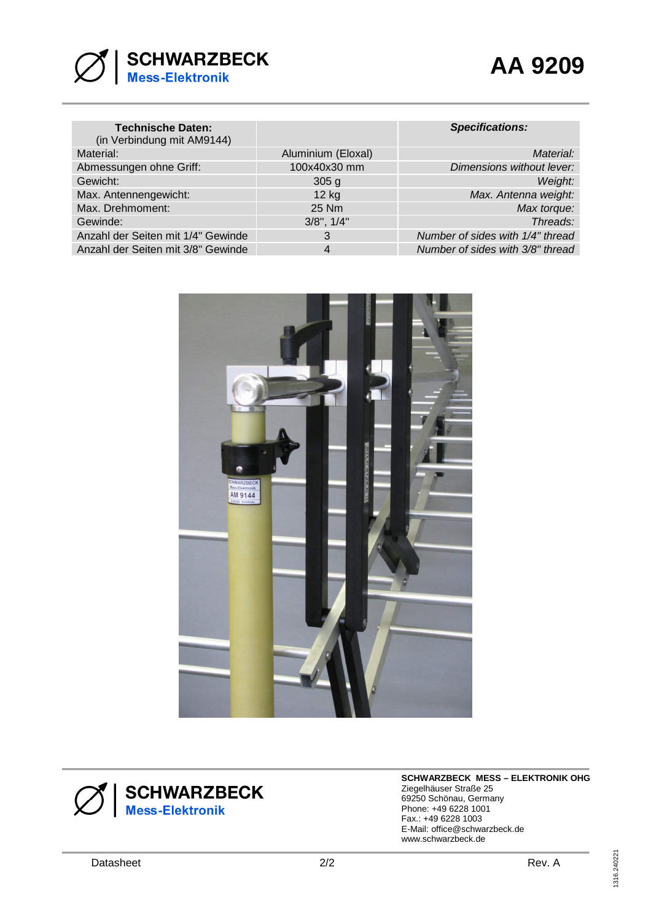# AA 9209

| **Technische Daten:** (in Verbindung mit AM9144) | | ***Specifications:*** |
|---|---|---|
| Material: | Aluminium (Eloxal) | *Material:* |
| Abmessungen ohne Griff: | 100x40x30 mm | *Dimensions without lever:* |
| Gewicht: | 305 g | *Weight:* |
| Max. Antennengewicht: | 12 kg | *Max. Antenna weight:* |
| Max. Drehmoment: | 25 Nm | *Max torque:* |
| Gewinde: | 3/8", 1/4" | *Threads:* |
| Anzahl der Seiten mit 1/4" Gewinde | 3 | *Number of sides with 1/4" thread* |
| Anzahl der Seiten mit 3/8" Gewinde | 4 | *Number of sides with 3/8" thread* |

**SCHWARZBECK MESS – ELEKTRONIK OHG**
Ziegelhäuser Straße 25
69250 Schönau, Germany
Phone: +49 6228 1001
Fax.: +49 6228 1003
E-Mail: office@schwarzbeck.de
www.schwarzbeck.de

Datasheet

Rev. A